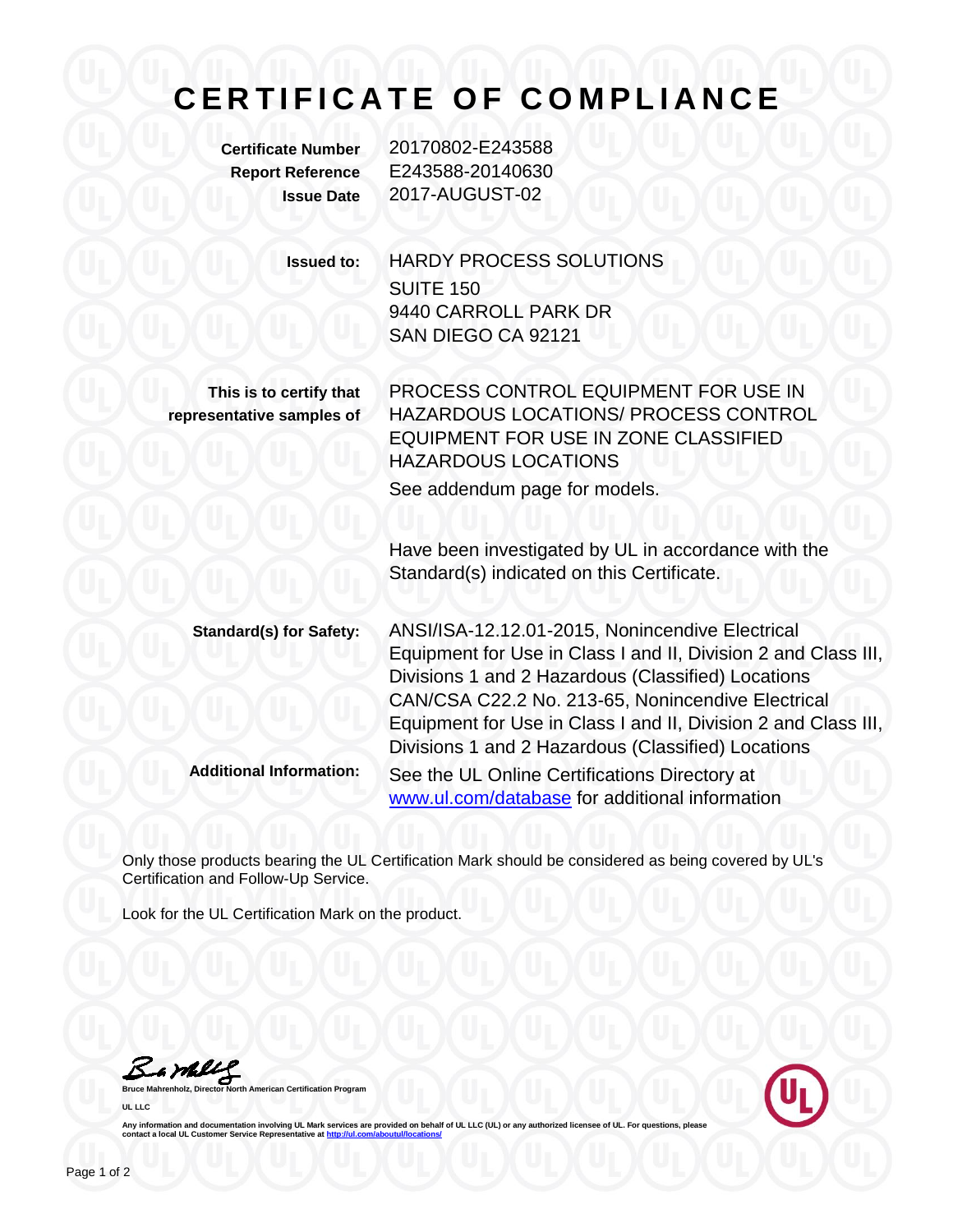# CERTIFICATE OF COMPLIANCE

**Certificate Number** 20170802-E243588

**Report Reference** E243588-20140630

**Issue Date** 2017-AUGUST-02

**Issued to:** HARDY PROCESS SOLUTIONS
SUITE 150
9440 CARROLL PARK DR
SAN DIEGO CA 92121

**This is to certify that representative samples of** PROCESS CONTROL EQUIPMENT FOR USE IN HAZARDOUS LOCATIONS/ PROCESS CONTROL EQUIPMENT FOR USE IN ZONE CLASSIFIED HAZARDOUS LOCATIONS

See addendum page for models.

Have been investigated by UL in accordance with the Standard(s) indicated on this Certificate.

**Standard(s) for Safety:** ANSI/ISA-12.12.01-2015, Nonincendive Electrical Equipment for Use in Class I and II, Division 2 and Class III, Divisions 1 and 2 Hazardous (Classified) Locations
CAN/CSA C22.2 No. 213-65, Nonincendive Electrical Equipment for Use in Class I and II, Division 2 and Class III, Divisions 1 and 2 Hazardous (Classified) Locations

**Additional Information:** See the UL Online Certifications Directory at www.ul.com/database for additional information

Only those products bearing the UL Certification Mark should be considered as being covered by UL's Certification and Follow-Up Service.

Look for the UL Certification Mark on the product.

**Bruce Mahrenholz, Director North American Certification Program**

**UL LLC**

**Any information and documentation involving UL Mark services are provided on behalf of UL LLC (UL) or any authorized licensee of UL. For questions, please contact a local UL Customer Service Representative at http://ul.com/aboutul/locations/**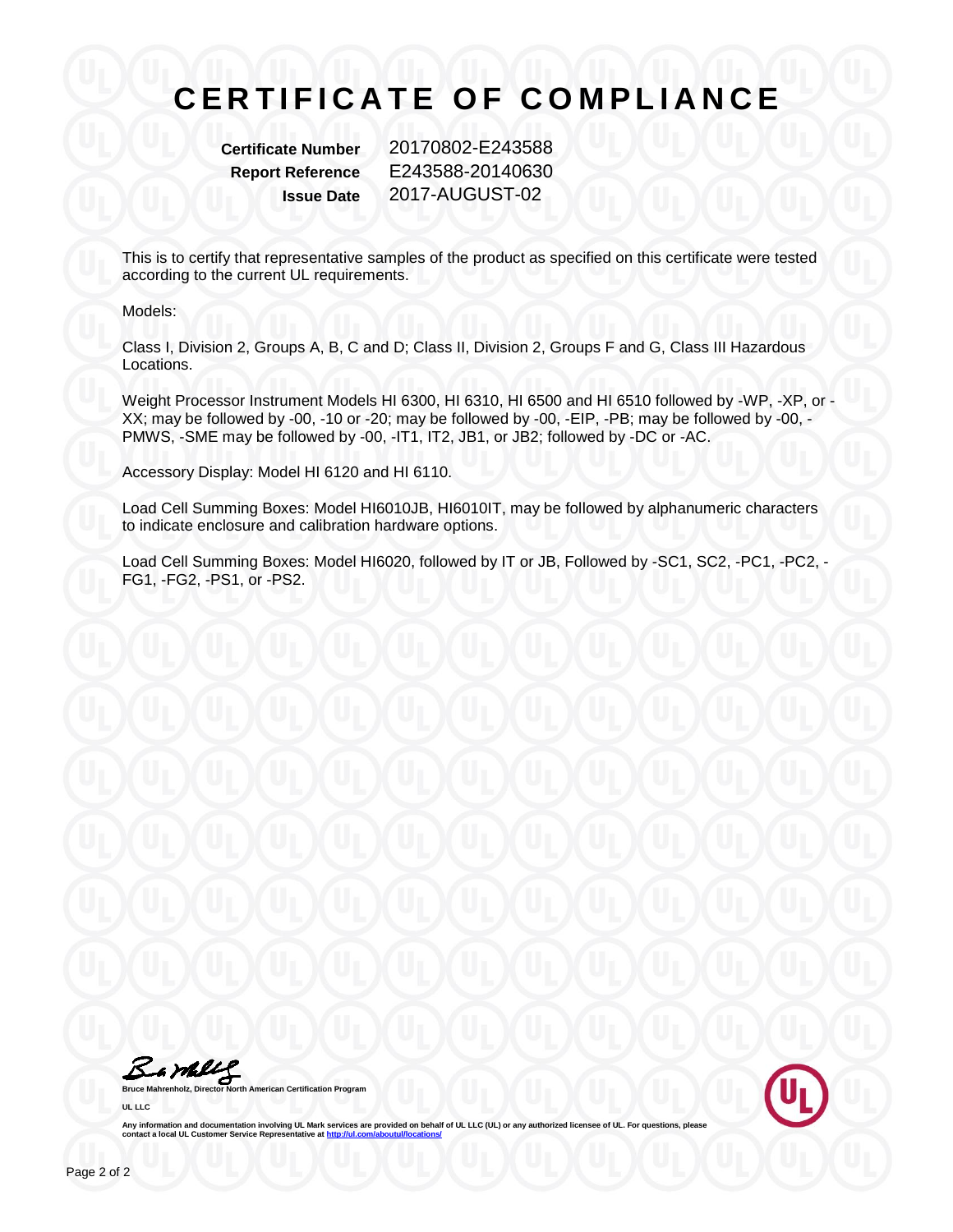# CERTIFICATE OF COMPLIANCE

| | |
|---|---|
| **Certificate Number** | 20170802-E243588 |
| **Report Reference** | E243588-20140630 |
| **Issue Date** | 2017-AUGUST-02 |

This is to certify that representative samples of the product as specified on this certificate were tested according to the current UL requirements.

Models:

Class I, Division 2, Groups A, B, C and D; Class II, Division 2, Groups F and G, Class III Hazardous Locations.

Weight Processor Instrument Models HI 6300, HI 6310, HI 6500 and HI 6510 followed by -WP, -XP, or -XX; may be followed by -00, -10 or -20; may be followed by -00, -EIP, -PB; may be followed by -00, -PMWS, -SME may be followed by -00, -IT1, IT2, JB1, or JB2; followed by -DC or -AC.

Accessory Display: Model HI 6120 and HI 6110.

Load Cell Summing Boxes: Model HI6010JB, HI6010IT, may be followed by alphanumeric characters to indicate enclosure and calibration hardware options.

Load Cell Summing Boxes: Model HI6020, followed by IT or JB, Followed by -SC1, SC2, -PC1, -PC2, -FG1, -FG2, -PS1, or -PS2.

**Bruce Mahrenholz, Director North American Certification Program**

**UL LLC**

**Any information and documentation involving UL Mark services are provided on behalf of UL LLC (UL) or any authorized licensee of UL. For questions, please contact a local UL Customer Service Representative at http://ul.com/aboutul/locations/**